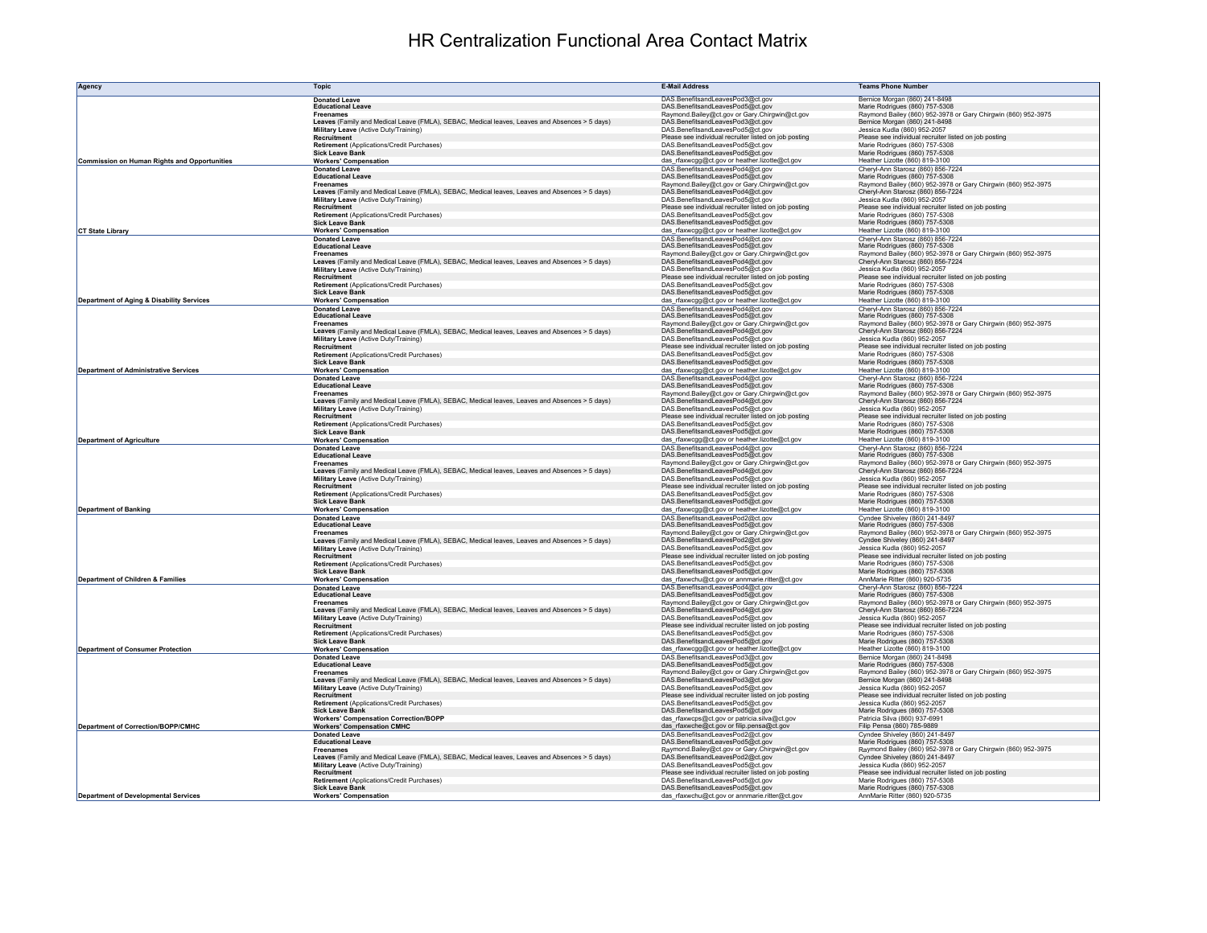# HR Centralization Functional Area Contact Matrix

| Agency | Topic | E-Mail Address | Teams Phone Number |
|---|---|---|---|
| | **Donated Leave** | DAS.BenefitsandLeavesPod3@ct.gov | Bernice Morgan (860) 241-8498 |
| | **Educational Leave** | DAS.BenefitsandLeavesPod5@ct.gov | Marie Rodrigues (860) 757-5308 |
| | **Freenames** | Raymond.Bailey@ct.gov or Gary.Chirgwin@ct.gov | Raymond Bailey (860) 952-3978 or Gary Chirgwin (860) 952-3975 |
| | **Leaves** (Family and Medical Leave (FMLA), SEBAC, Medical leaves, Leaves and Absences > 5 days) | DAS.BenefitsandLeavesPod3@ct.gov | Bernice Morgan (860) 241-8498 |
| | **Military Leave** (Active Duty/Training) | DAS.BenefitsandLeavesPod5@ct.gov | Jessica Kudla (860) 952-2057 |
| | **Recruitment** | Please see individual recruiter listed on job posting | Please see individual recruiter listed on job posting |
| | **Retirement** (Applications/Credit Purchases) | DAS.BenefitsandLeavesPod5@ct.gov | Marie Rodrigues (860) 757-5308 |
| | **Sick Leave Bank** | DAS.BenefitsandLeavesPod5@ct.gov | Marie Rodrigues (860) 757-5308 |
| **Commission on Human Rights and Opportunities** | **Workers' Compensation** | das_rfaxwcgg@ct.gov or heather.lizotte@ct.gov | Heather Lizotte (860) 819-3100 |
| | **Donated Leave** | DAS.BenefitsandLeavesPod4@ct.gov | Cheryl-Ann Starosz (860) 856-7224 |
| | **Educational Leave** | DAS.BenefitsandLeavesPod5@ct.gov | Marie Rodrigues (860) 757-5308 |
| | **Freenames** | Raymond.Bailey@ct.gov or Gary.Chirgwin@ct.gov | Raymond Bailey (860) 952-3978 or Gary Chirgwin (860) 952-3975 |
| | **Leaves** (Family and Medical Leave (FMLA), SEBAC, Medical leaves, Leaves and Absences > 5 days) | DAS.BenefitsandLeavesPod4@ct.gov | Cheryl-Ann Starosz (860) 856-7224 |
| | **Military Leave** (Active Duty/Training) | DAS.BenefitsandLeavesPod5@ct.gov | Jessica Kudla (860) 952-2057 |
| | **Recruitment** | Please see individual recruiter listed on job posting | Please see individual recruiter listed on job posting |
| | **Retirement** (Applications/Credit Purchases) | DAS.BenefitsandLeavesPod5@ct.gov | Marie Rodrigues (860) 757-5308 |
| | **Sick Leave Bank** | DAS.BenefitsandLeavesPod5@ct.gov | Marie Rodrigues (860) 757-5308 |
| **CT State Library** | **Workers' Compensation** | das_rfaxwcgg@ct.gov or heather.lizotte@ct.gov | Heather Lizotte (860) 819-3100 |
| | **Donated Leave** | DAS.BenefitsandLeavesPod4@ct.gov | Cheryl-Ann Starosz (860) 856-7224 |
| | **Educational Leave** | DAS.BenefitsandLeavesPod5@ct.gov | Marie Rodrigues (860) 757-5308 |
| | **Freenames** | Raymond.Bailey@ct.gov or Gary.Chirgwin@ct.gov | Raymond Bailey (860) 952-3978 or Gary Chirgwin (860) 952-3975 |
| | **Leaves** (Family and Medical Leave (FMLA), SEBAC, Medical leaves, Leaves and Absences > 5 days) | DAS.BenefitsandLeavesPod4@ct.gov | Cheryl-Ann Starosz (860) 856-7224 |
| | **Military Leave** (Active Duty/Training) | DAS.BenefitsandLeavesPod5@ct.gov | Jessica Kudla (860) 952-2057 |
| | **Recruitment** | Please see individual recruiter listed on job posting | Please see individual recruiter listed on job posting |
| | **Retirement** (Applications/Credit Purchases) | DAS.BenefitsandLeavesPod5@ct.gov | Marie Rodrigues (860) 757-5308 |
| | **Sick Leave Bank** | DAS.BenefitsandLeavesPod5@ct.gov | Marie Rodrigues (860) 757-5308 |
| **Department of Aging & Disability Services** | **Workers' Compensation** | das_rfaxwcgg@ct.gov or heather.lizotte@ct.gov | Heather Lizotte (860) 819-3100 |
| | **Donated Leave** | DAS.BenefitsandLeavesPod4@ct.gov | Cheryl-Ann Starosz (860) 856-7224 |
| | **Educational Leave** | DAS.BenefitsandLeavesPod5@ct.gov | Marie Rodrigues (860) 757-5308 |
| | **Freenames** | Raymond.Bailey@ct.gov or Gary.Chirgwin@ct.gov | Raymond Bailey (860) 952-3978 or Gary Chirgwin (860) 952-3975 |
| | **Leaves** (Family and Medical Leave (FMLA), SEBAC, Medical leaves, Leaves and Absences > 5 days) | DAS.BenefitsandLeavesPod4@ct.gov | Cheryl-Ann Starosz (860) 856-7224 |
| | **Military Leave** (Active Duty/Training) | DAS.BenefitsandLeavesPod5@ct.gov | Jessica Kudla (860) 952-2057 |
| | **Recruitment** | Please see individual recruiter listed on job posting | Please see individual recruiter listed on job posting |
| | **Retirement** (Applications/Credit Purchases) | DAS.BenefitsandLeavesPod5@ct.gov | Marie Rodrigues (860) 757-5308 |
| | **Sick Leave Bank** | DAS.BenefitsandLeavesPod5@ct.gov | Marie Rodrigues (860) 757-5308 |
| **Department of Administrative Services** | **Workers' Compensation** | das_rfaxwcgg@ct.gov or heather.lizotte@ct.gov | Heather Lizotte (860) 819-3100 |
| | **Donated Leave** | DAS.BenefitsandLeavesPod4@ct.gov | Cheryl-Ann Starosz (860) 856-7224 |
| | **Educational Leave** | DAS.BenefitsandLeavesPod5@ct.gov | Marie Rodrigues (860) 757-5308 |
| | **Freenames** | Raymond.Bailey@ct.gov or Gary.Chirgwin@ct.gov | Raymond Bailey (860) 952-3978 or Gary Chirgwin (860) 952-3975 |
| | **Leaves** (Family and Medical Leave (FMLA), SEBAC, Medical leaves, Leaves and Absences > 5 days) | DAS.BenefitsandLeavesPod4@ct.gov | Cheryl-Ann Starosz (860) 856-7224 |
| | **Military Leave** (Active Duty/Training) | DAS.BenefitsandLeavesPod5@ct.gov | Jessica Kudla (860) 952-2057 |
| | **Recruitment** | Please see individual recruiter listed on job posting | Please see individual recruiter listed on job posting |
| | **Retirement** (Applications/Credit Purchases) | DAS.BenefitsandLeavesPod5@ct.gov | Marie Rodrigues (860) 757-5308 |
| | **Sick Leave Bank** | DAS.BenefitsandLeavesPod5@ct.gov | Marie Rodrigues (860) 757-5308 |
| **Department of Agriculture** | **Workers' Compensation** | das_rfaxwcgg@ct.gov or heather.lizotte@ct.gov | Heather Lizotte (860) 819-3100 |
| | **Donated Leave** | DAS.BenefitsandLeavesPod4@ct.gov | Cheryl-Ann Starosz (860) 856-7224 |
| | **Educational Leave** | DAS.BenefitsandLeavesPod5@ct.gov | Marie Rodrigues (860) 757-5308 |
| | **Freenames** | Raymond.Bailey@ct.gov or Gary.Chirgwin@ct.gov | Raymond Bailey (860) 952-3978 or Gary Chirgwin (860) 952-3975 |
| | **Leaves** (Family and Medical Leave (FMLA), SEBAC, Medical leaves, Leaves and Absences > 5 days) | DAS.BenefitsandLeavesPod4@ct.gov | Cheryl-Ann Starosz (860) 856-7224 |
| | **Military Leave** (Active Duty/Training) | DAS.BenefitsandLeavesPod5@ct.gov | Jessica Kudla (860) 952-2057 |
| | **Recruitment** | Please see individual recruiter listed on job posting | Please see individual recruiter listed on job posting |
| | **Retirement** (Applications/Credit Purchases) | DAS.BenefitsandLeavesPod5@ct.gov | Marie Rodrigues (860) 757-5308 |
| | **Sick Leave Bank** | DAS.BenefitsandLeavesPod5@ct.gov | Marie Rodrigues (860) 757-5308 |
| **Department of Banking** | **Workers' Compensation** | das_rfaxwcgg@ct.gov or heather.lizotte@ct.gov | Heather Lizotte (860) 819-3100 |
| | **Donated Leave** | DAS.BenefitsandLeavesPod2@ct.gov | Cyndee Shiveley (860) 241-8497 |
| | **Educational Leave** | DAS.BenefitsandLeavesPod5@ct.gov | Marie Rodrigues (860) 757-5308 |
| | **Freenames** | Raymond.Bailey@ct.gov or Gary.Chirgwin@ct.gov | Raymond Bailey (860) 952-3978 or Gary Chirgwin (860) 952-3975 |
| | **Leaves** (Family and Medical Leave (FMLA), SEBAC, Medical leaves, Leaves and Absences > 5 days) | DAS.BenefitsandLeavesPod2@ct.gov | Cyndee Shiveley (860) 241-8497 |
| | **Military Leave** (Active Duty/Training) | DAS.BenefitsandLeavesPod5@ct.gov | Jessica Kudla (860) 952-2057 |
| | **Recruitment** | Please see individual recruiter listed on job posting | Please see individual recruiter listed on job posting |
| | **Retirement** (Applications/Credit Purchases) | DAS.BenefitsandLeavesPod5@ct.gov | Marie Rodrigues (860) 757-5308 |
| | **Sick Leave Bank** | DAS.BenefitsandLeavesPod5@ct.gov | Marie Rodrigues (860) 757-5308 |
| **Department of Children & Families** | **Workers' Compensation** | das_rfaxwchu@ct.gov or annmarie.ritter@ct.gov | AnnMarie Ritter (860) 920-5735 |
| | **Donated Leave** | DAS.BenefitsandLeavesPod4@ct.gov | Cheryl-Ann Starosz (860) 856-7224 |
| | **Educational Leave** | DAS.BenefitsandLeavesPod5@ct.gov | Marie Rodrigues (860) 757-5308 |
| | **Freenames** | Raymond.Bailey@ct.gov or Gary.Chirgwin@ct.gov | Raymond Bailey (860) 952-3978 or Gary Chirgwin (860) 952-3975 |
| | **Leaves** (Family and Medical Leave (FMLA), SEBAC, Medical leaves, Leaves and Absences > 5 days) | DAS.BenefitsandLeavesPod4@ct.gov | Cheryl-Ann Starosz (860) 856-7224 |
| | **Military Leave** (Active Duty/Training) | DAS.BenefitsandLeavesPod5@ct.gov | Jessica Kudla (860) 952-2057 |
| | **Recruitment** | Please see individual recruiter listed on job posting | Please see individual recruiter listed on job posting |
| | **Retirement** (Applications/Credit Purchases) | DAS.BenefitsandLeavesPod5@ct.gov | Marie Rodrigues (860) 757-5308 |
| | **Sick Leave Bank** | DAS.BenefitsandLeavesPod5@ct.gov | Marie Rodrigues (860) 757-5308 |
| **Department of Consumer Protection** | **Workers' Compensation** | das_rfaxwcgg@ct.gov or heather.lizotte@ct.gov | Heather Lizotte (860) 819-3100 |
| | **Donated Leave** | DAS.BenefitsandLeavesPod3@ct.gov | Bernice Morgan (860) 241-8498 |
| | **Educational Leave** | DAS.BenefitsandLeavesPod5@ct.gov | Marie Rodrigues (860) 757-5308 |
| | **Freenames** | Raymond.Bailey@ct.gov or Gary.Chirgwin@ct.gov | Raymond Bailey (860) 952-3978 or Gary Chirgwin (860) 952-3975 |
| | **Leaves** (Family and Medical Leave (FMLA), SEBAC, Medical leaves, Leaves and Absences > 5 days) | DAS.BenefitsandLeavesPod3@ct.gov | Bernice Morgan (860) 241-8498 |
| | **Military Leave** (Active Duty/Training) | DAS.BenefitsandLeavesPod5@ct.gov | Jessica Kudla (860) 952-2057 |
| | **Recruitment** | Please see individual recruiter listed on job posting | Please see individual recruiter listed on job posting |
| | **Retirement** (Applications/Credit Purchases) | DAS.BenefitsandLeavesPod5@ct.gov | Jessica Kudla (860) 952-2057 |
| | **Sick Leave Bank** | DAS.BenefitsandLeavesPod5@ct.gov | Marie Rodrigues (860) 757-5308 |
| | **Workers' Compensation Correction/BOPP** | das_rfaxwcps@ct.gov or patricia.silva@ct.gov | Patricia Silva (860) 937-6991 |
| **Department of Correction/BOPP/CMHC** | **Workers' Compensation CMHC** | das_rfaxwche@ct.gov or filip.pensa@ct.gov | Filip Pensa (860) 785-9889 |
| | **Donated Leave** | DAS.BenefitsandLeavesPod2@ct.gov | Cyndee Shiveley (860) 241-8497 |
| | **Educational Leave** | DAS.BenefitsandLeavesPod5@ct.gov | Marie Rodrigues (860) 757-5308 |
| | **Freenames** | Raymond.Bailey@ct.gov or Gary.Chirgwin@ct.gov | Raymond Bailey (860) 952-3978 or Gary Chirgwin (860) 952-3975 |
| | **Leaves** (Family and Medical Leave (FMLA), SEBAC, Medical leaves, Leaves and Absences > 5 days) | DAS.BenefitsandLeavesPod2@ct.gov | Cyndee Shiveley (860) 241-8497 |
| | **Military Leave** (Active Duty/Training) | DAS.BenefitsandLeavesPod5@ct.gov | Jessica Kudla (860) 952-2057 |
| | **Recruitment** | Please see individual recruiter listed on job posting | Please see individual recruiter listed on job posting |
| | **Retirement** (Applications/Credit Purchases) | DAS.BenefitsandLeavesPod5@ct.gov | Marie Rodrigues (860) 757-5308 |
| | **Sick Leave Bank** | DAS.BenefitsandLeavesPod5@ct.gov | Marie Rodrigues (860) 757-5308 |
| **Department of Developmental Services** | **Workers' Compensation** | das_rfaxwchu@ct.gov or annmarie.ritter@ct.gov | AnnMarie Ritter (860) 920-5735 |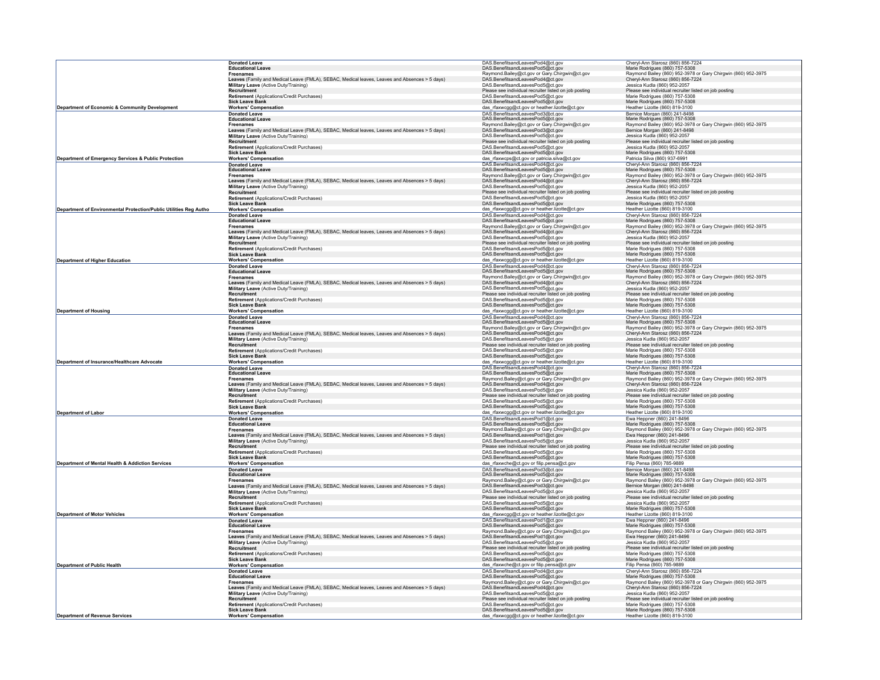| | | | |
|---|---|---|---|
| | **Donated Leave** | DAS.BenefitsandLeavesPod4@ct.gov | Cheryl-Ann Starosz (860) 856-7224 |
| | **Educational Leave** | DAS.BenefitsandLeavesPod5@ct.gov | Marie Rodrigues (860) 757-5308 |
| | **Freenames** | Raymond.Bailey@ct.gov or Gary.Chirgwin@ct.gov | Raymond Bailey (860) 952-3978 or Gary Chirgwin (860) 952-3975 |
| | **Leaves** (Family and Medical Leave (FMLA), SEBAC, Medical leaves, Leaves and Absences > 5 days) | DAS.BenefitsandLeavesPod4@ct.gov | Cheryl-Ann Starosz (860) 856-7224 |
| | **Military Leave** (Active Duty/Training) | DAS.BenefitsandLeavesPod5@ct.gov | Jessica Kudla (860) 952-2057 |
| | **Recruitment** | Please see individual recruiter listed on job posting | Please see individual recruiter listed on job posting |
| | **Retirement** (Applications/Credit Purchases) | DAS.BenefitsandLeavesPod5@ct.gov | Marie Rodrigues (860) 757-5308 |
| | **Sick Leave Bank** | DAS.BenefitsandLeavesPod5@ct.gov | Marie Rodrigues (860) 757-5308 |
| **Department of Economic & Community Development** | **Workers' Compensation** | das_rfaxwcgg@ct.gov or heather.lizotte@ct.gov | Heather Lizotte (860) 819-3100 |
| | **Donated Leave** | DAS.BenefitsandLeavesPod3@ct.gov | Bernice Morgan (860) 241-8498 |
| | **Educational Leave** | DAS.BenefitsandLeavesPod5@ct.gov | Marie Rodrigues (860) 757-5308 |
| | **Freenames** | Raymond.Bailey@ct.gov or Gary.Chirgwin@ct.gov | Raymond Bailey (860) 952-3978 or Gary Chirgwin (860) 952-3975 |
| | **Leaves** (Family and Medical Leave (FMLA), SEBAC, Medical leaves, Leaves and Absences > 5 days) | DAS.BenefitsandLeavesPod3@ct.gov | Bernice Morgan (860) 241-8498 |
| | **Military Leave** (Active Duty/Training) | DAS.BenefitsandLeavesPod5@ct.gov | Jessica Kudla (860) 952-2057 |
| | **Recruitment** | Please see individual recruiter listed on job posting | Please see individual recruiter listed on job posting |
| | **Retirement** (Applications/Credit Purchases) | DAS.BenefitsandLeavesPod5@ct.gov | Jessica Kudla (860) 952-2057 |
| | **Sick Leave Bank** | DAS.BenefitsandLeavesPod5@ct.gov | Marie Rodrigues (860) 757-5308 |
| **Department of Emergency Services & Public Protection** | **Workers' Compensation** | das_rfaxwcps@ct.gov or patricia.silva@ct.gov | Patricia Silva (860) 937-6991 |
| | **Donated Leave** | DAS.BenefitsandLeavesPod4@ct.gov | Cheryl-Ann Starosz (860) 856-7224 |
| | **Educational Leave** | DAS.BenefitsandLeavesPod5@ct.gov | Marie Rodrigues (860) 757-5308 |
| | **Freenames** | Raymond.Bailey@ct.gov or Gary.Chirgwin@ct.gov | Raymond Bailey (860) 952-3978 or Gary Chirgwin (860) 952-3975 |
| | **Leaves** (Family and Medical Leave (FMLA), SEBAC, Medical leaves, Leaves and Absences > 5 days) | DAS.BenefitsandLeavesPod4@ct.gov | Cheryl-Ann Starosz (860) 856-7224 |
| | **Military Leave** (Active Duty/Training) | DAS.BenefitsandLeavesPod5@ct.gov | Jessica Kudla (860) 952-2057 |
| | **Recruitment** | Please see individual recruiter listed on job posting | Please see individual recruiter listed on job posting |
| | **Retirement** (Applications/Credit Purchases) | DAS.BenefitsandLeavesPod5@ct.gov | Jessica Kudla (860) 952-2057 |
| | **Sick Leave Bank** | DAS.BenefitsandLeavesPod5@ct.gov | Marie Rodrigues (860) 757-5308 |
| **Department of Environmental Protection/Public Utilities Reg Autho** | **Workers' Compensation** | das_rfaxwcgg@ct.gov or heather.lizotte@ct.gov | Heather Lizotte (860) 819-3100 |
| | **Donated Leave** | DAS.BenefitsandLeavesPod4@ct.gov | Cheryl-Ann Starosz (860) 856-7224 |
| | **Educational Leave** | DAS.BenefitsandLeavesPod5@ct.gov | Marie Rodrigues (860) 757-5308 |
| | **Freenames** | Raymond.Bailey@ct.gov or Gary.Chirgwin@ct.gov | Raymond Bailey (860) 952-3978 or Gary Chirgwin (860) 952-3975 |
| | **Leaves** (Family and Medical Leave (FMLA), SEBAC, Medical leaves, Leaves and Absences > 5 days) | DAS.BenefitsandLeavesPod4@ct.gov | Cheryl-Ann Starosz (860) 856-7224 |
| | **Military Leave** (Active Duty/Training) | DAS.BenefitsandLeavesPod5@ct.gov | Jessica Kudla (860) 952-2057 |
| | **Recruitment** | Please see individual recruiter listed on job posting | Please see individual recruiter listed on job posting |
| | **Retirement** (Applications/Credit Purchases) | DAS.BenefitsandLeavesPod5@ct.gov | Marie Rodrigues (860) 757-5308 |
| | **Sick Leave Bank** | DAS.BenefitsandLeavesPod5@ct.gov | Marie Rodrigues (860) 757-5308 |
| **Department of Higher Education** | **Workers' Compensation** | das_rfaxwcgg@ct.gov or heather.lizotte@ct.gov | Heather Lizotte (860) 819-3100 |
| | **Donated Leave** | DAS.BenefitsandLeavesPod4@ct.gov | Cheryl-Ann Starosz (860) 856-7224 |
| | **Educational Leave** | DAS.BenefitsandLeavesPod5@ct.gov | Marie Rodrigues (860) 757-5308 |
| | **Freenames** | Raymond.Bailey@ct.gov or Gary.Chirgwin@ct.gov | Raymond Bailey (860) 952-3978 or Gary Chirgwin (860) 952-3975 |
| | **Leaves** (Family and Medical Leave (FMLA), SEBAC, Medical leaves, Leaves and Absences > 5 days) | DAS.BenefitsandLeavesPod4@ct.gov | Cheryl-Ann Starosz (860) 856-7224 |
| | **Military Leave** (Active Duty/Training) | DAS.BenefitsandLeavesPod5@ct.gov | Jessica Kudla (860) 952-2057 |
| | **Recruitment** | Please see individual recruiter listed on job posting | Please see individual recruiter listed on job posting |
| | **Retirement** (Applications/Credit Purchases) | DAS.BenefitsandLeavesPod5@ct.gov | Marie Rodrigues (860) 757-5308 |
| | **Sick Leave Bank** | DAS.BenefitsandLeavesPod5@ct.gov | Marie Rodrigues (860) 757-5308 |
| **Department of Housing** | **Workers' Compensation** | das_rfaxwcgg@ct.gov or heather.lizotte@ct.gov | Heather Lizotte (860) 819-3100 |
| | **Donated Leave** | DAS.BenefitsandLeavesPod4@ct.gov | Cheryl-Ann Starosz (860) 856-7224 |
| | **Educational Leave** | DAS.BenefitsandLeavesPod5@ct.gov | Marie Rodrigues (860) 757-5308 |
| | **Freenames** | Raymond.Bailey@ct.gov or Gary.Chirgwin@ct.gov | Raymond Bailey (860) 952-3978 or Gary Chirgwin (860) 952-3975 |
| | **Leaves** (Family and Medical Leave (FMLA), SEBAC, Medical leaves, Leaves and Absences > 5 days) | DAS.BenefitsandLeavesPod4@ct.gov | Cheryl-Ann Starosz (860) 856-7224 |
| | **Military Leave** (Active Duty/Training) | DAS.BenefitsandLeavesPod5@ct.gov | Jessica Kudla (860) 952-2057 |
| | **Recruitment** | Please see individual recruiter listed on job posting | Please see individual recruiter listed on job posting |
| | **Retirement** (Applications/Credit Purchases) | DAS.BenefitsandLeavesPod5@ct.gov | Marie Rodrigues (860) 757-5308 |
| | **Sick Leave Bank** | DAS.BenefitsandLeavesPod5@ct.gov | Marie Rodrigues (860) 757-5308 |
| **Department of Insurance/Healthcare Advocate** | **Workers' Compensation** | das_rfaxwcgg@ct.gov or heather.lizotte@ct.gov | Heather Lizotte (860) 819-3100 |
| | **Donated Leave** | DAS.BenefitsandLeavesPod4@ct.gov | Cheryl-Ann Starosz (860) 856-7224 |
| | **Educational Leave** | DAS.BenefitsandLeavesPod5@ct.gov | Marie Rodrigues (860) 757-5308 |
| | **Freenames** | Raymond.Bailey@ct.gov or Gary.Chirgwin@ct.gov | Raymond Bailey (860) 952-3978 or Gary Chirgwin (860) 952-3975 |
| | **Leaves** (Family and Medical Leave (FMLA), SEBAC, Medical leaves, Leaves and Absences > 5 days) | DAS.BenefitsandLeavesPod4@ct.gov | Cheryl-Ann Starosz (860) 856-7224 |
| | **Military Leave** (Active Duty/Training) | DAS.BenefitsandLeavesPod5@ct.gov | Jessica Kudla (860) 952-2057 |
| | **Recruitment** | Please see individual recruiter listed on job posting | Please see individual recruiter listed on job posting |
| | **Retirement** (Applications/Credit Purchases) | DAS.BenefitsandLeavesPod5@ct.gov | Marie Rodrigues (860) 757-5308 |
| | **Sick Leave Bank** | DAS.BenefitsandLeavesPod5@ct.gov | Marie Rodrigues (860) 757-5308 |
| **Department of Labor** | **Workers' Compensation** | das_rfaxwcgg@ct.gov or heather.lizotte@ct.gov | Heather Lizotte (860) 819-3100 |
| | **Donated Leave** | DAS.BenefitsandLeavesPod1@ct.gov | Ewa Heppner (860) 241-8496 |
| | **Educational Leave** | DAS.BenefitsandLeavesPod5@ct.gov | Marie Rodrigues (860) 757-5308 |
| | **Freenames** | Raymond.Bailey@ct.gov or Gary.Chirgwin@ct.gov | Raymond Bailey (860) 952-3978 or Gary Chirgwin (860) 952-3975 |
| | **Leaves** (Family and Medical Leave (FMLA), SEBAC, Medical leaves, Leaves and Absences > 5 days) | DAS.BenefitsandLeavesPod1@ct.gov | Ewa Heppner (860) 241-8496 |
| | **Military Leave** (Active Duty/Training) | DAS.BenefitsandLeavesPod5@ct.gov | Jessica Kudla (860) 952-2057 |
| | **Recruitment** | Please see individual recruiter listed on job posting | Please see individual recruiter listed on job posting |
| | **Retirement** (Applications/Credit Purchases) | DAS.BenefitsandLeavesPod5@ct.gov | Marie Rodrigues (860) 757-5308 |
| | **Sick Leave Bank** | DAS.BenefitsandLeavesPod5@ct.gov | Marie Rodrigues (860) 757-5308 |
| **Department of Mental Health & Addiction Services** | **Workers' Compensation** | das_rfaxwche@ct.gov or filip.pensa@ct.gov | Filip Pensa (860) 785-9889 |
| | **Donated Leave** | DAS.BenefitsandLeavesPod3@ct.gov | Bernice Morgan (860) 241-8498 |
| | **Educational Leave** | DAS.BenefitsandLeavesPod5@ct.gov | Marie Rodrigues (860) 757-5308 |
| | **Freenames** | Raymond.Bailey@ct.gov or Gary.Chirgwin@ct.gov | Raymond Bailey (860) 952-3978 or Gary Chirgwin (860) 952-3975 |
| | **Leaves** (Family and Medical Leave (FMLA), SEBAC, Medical leaves, Leaves and Absences > 5 days) | DAS.BenefitsandLeavesPod3@ct.gov | Bernice Morgan (860) 241-8498 |
| | **Military Leave** (Active Duty/Training) | DAS.BenefitsandLeavesPod5@ct.gov | Jessica Kudla (860) 952-2057 |
| | **Recruitment** | Please see individual recruiter listed on job posting | Please see individual recruiter listed on job posting |
| | **Retirement** (Applications/Credit Purchases) | DAS.BenefitsandLeavesPod5@ct.gov | Jessica Kudla (860) 952-2057 |
| | **Sick Leave Bank** | DAS.BenefitsandLeavesPod5@ct.gov | Marie Rodrigues (860) 757-5308 |
| **Department of Motor Vehicles** | **Workers' Compensation** | das_rfaxwcgg@ct.gov or heather.lizotte@ct.gov | Heather Lizotte (860) 819-3100 |
| | **Donated Leave** | DAS.BenefitsandLeavesPod1@ct.gov | Ewa Heppner (860) 241-8496 |
| | **Educational Leave** | DAS.BenefitsandLeavesPod5@ct.gov | Marie Rodrigues (860) 757-5308 |
| | **Freenames** | Raymond.Bailey@ct.gov or Gary.Chirgwin@ct.gov | Raymond Bailey (860) 952-3978 or Gary Chirgwin (860) 952-3975 |
| | **Leaves** (Family and Medical Leave (FMLA), SEBAC, Medical leaves, Leaves and Absences > 5 days) | DAS.BenefitsandLeavesPod1@ct.gov | Ewa Heppner (860) 241-8496 |
| | **Military Leave** (Active Duty/Training) | DAS.BenefitsandLeavesPod5@ct.gov | Jessica Kudla (860) 952-2057 |
| | **Recruitment** | Please see individual recruiter listed on job posting | Please see individual recruiter listed on job posting |
| | **Retirement** (Applications/Credit Purchases) | DAS.BenefitsandLeavesPod5@ct.gov | Marie Rodrigues (860) 757-5308 |
| | **Sick Leave Bank** | DAS.BenefitsandLeavesPod5@ct.gov | Marie Rodrigues (860) 757-5308 |
| **Department of Public Health** | **Workers' Compensation** | das_rfaxwche@ct.gov or filip.pensa@ct.gov | Filip Pensa (860) 785-9889 |
| | **Donated Leave** | DAS.BenefitsandLeavesPod4@ct.gov | Cheryl-Ann Starosz (860) 856-7224 |
| | **Educational Leave** | DAS.BenefitsandLeavesPod5@ct.gov | Marie Rodrigues (860) 757-5308 |
| | **Freenames** | Raymond.Bailey@ct.gov or Gary.Chirgwin@ct.gov | Raymond Bailey (860) 952-3978 or Gary Chirgwin (860) 952-3975 |
| | **Leaves** (Family and Medical Leave (FMLA), SEBAC, Medical leaves, Leaves and Absences > 5 days) | DAS.BenefitsandLeavesPod4@ct.gov | Cheryl-Ann Starosz (860) 856-7224 |
| | **Military Leave** (Active Duty/Training) | DAS.BenefitsandLeavesPod5@ct.gov | Jessica Kudla (860) 952-2057 |
| | **Recruitment** | Please see individual recruiter listed on job posting | Please see individual recruiter listed on job posting |
| | **Retirement** (Applications/Credit Purchases) | DAS.BenefitsandLeavesPod5@ct.gov | Marie Rodrigues (860) 757-5308 |
| | **Sick Leave Bank** | DAS.BenefitsandLeavesPod5@ct.gov | Marie Rodrigues (860) 757-5308 |
| **Department of Revenue Services** | **Workers' Compensation** | das_rfaxwcgg@ct.gov or heather.lizotte@ct.gov | Heather Lizotte (860) 819-3100 |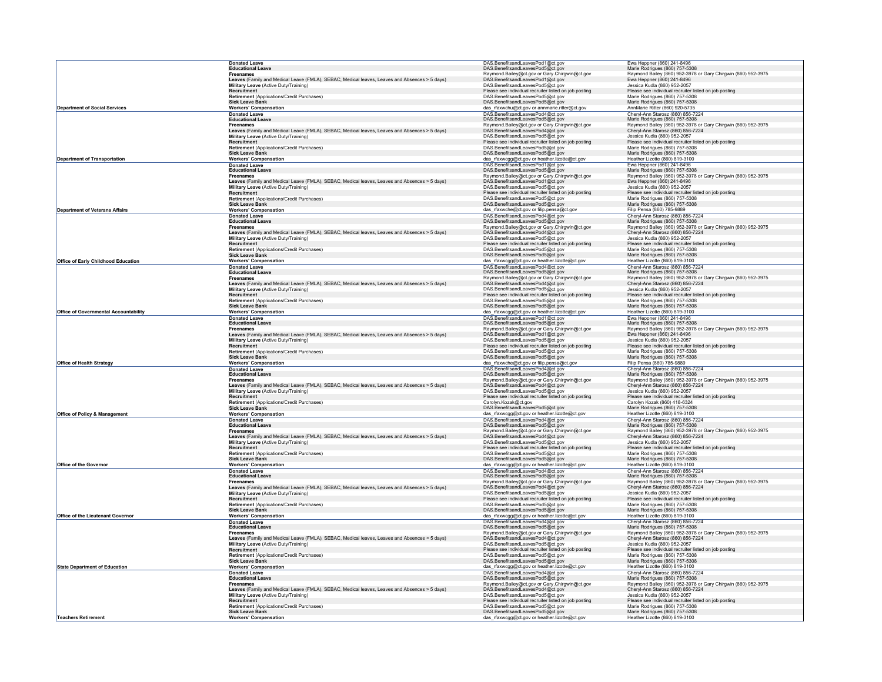| | | | |
|---|---|---|---|
| | **Donated Leave** | DAS.BenefitsandLeavesPod1@ct.gov | Ewa Heppner (860) 241-8496 |
| | **Educational Leave** | DAS.BenefitsandLeavesPod5@ct.gov | Marie Rodrigues (860) 757-5308 |
| | **Freenames** | Raymond.Bailey@ct.gov or Gary.Chirgwin@ct.gov | Raymond Bailey (860) 952-3978 or Gary Chirgwin (860) 952-3975 |
| | **Leaves** (Family and Medical Leave (FMLA), SEBAC, Medical leaves, Leaves and Absences > 5 days) | DAS.BenefitsandLeavesPod1@ct.gov | Ewa Heppner (860) 241-8496 |
| | **Military Leave** (Active Duty/Training) | DAS.BenefitsandLeavesPod5@ct.gov | Jessica Kudla (860) 952-2057 |
| | **Recruitment** | Please see individual recruiter listed on job posting | Please see individual recruiter listed on job posting |
| | **Retirement** (Applications/Credit Purchases) | DAS.BenefitsandLeavesPod5@ct.gov | Marie Rodrigues (860) 757-5308 |
| | **Sick Leave Bank** | DAS.BenefitsandLeavesPod5@ct.gov | Marie Rodrigues (860) 757-5308 |
| **Department of Social Services** | **Workers' Compensation** | das_rfaxwchu@ct.gov or annmarie.ritter@ct.gov | AnnMarie Ritter (860) 920-5735 |
| | **Donated Leave** | DAS.BenefitsandLeavesPod4@ct.gov | Cheryl-Ann Starosz (860) 856-7224 |
| | **Educational Leave** | DAS.BenefitsandLeavesPod5@ct.gov | Marie Rodrigues (860) 757-5308 |
| | **Freenames** | Raymond.Bailey@ct.gov or Gary.Chirgwin@ct.gov | Raymond Bailey (860) 952-3978 or Gary Chirgwin (860) 952-3975 |
| | **Leaves** (Family and Medical Leave (FMLA), SEBAC, Medical leaves, Leaves and Absences > 5 days) | DAS.BenefitsandLeavesPod4@ct.gov | Cheryl-Ann Starosz (860) 856-7224 |
| | **Military Leave** (Active Duty/Training) | DAS.BenefitsandLeavesPod5@ct.gov | Jessica Kudla (860) 952-2057 |
| | **Recruitment** | Please see individual recruiter listed on job posting | Please see individual recruiter listed on job posting |
| | **Retirement** (Applications/Credit Purchases) | DAS.BenefitsandLeavesPod5@ct.gov | Marie Rodrigues (860) 757-5308 |
| | **Sick Leave Bank** | DAS.BenefitsandLeavesPod5@ct.gov | Marie Rodrigues (860) 757-5308 |
| **Department of Transportation** | **Workers' Compensation** | das_rfaxwcgg@ct.gov or heather.lizotte@ct.gov | Heather Lizotte (860) 819-3100 |
| | **Donated Leave** | DAS.BenefitsandLeavesPod1@ct.gov | Ewa Heppner (860) 241-8496 |
| | **Educational Leave** | DAS.BenefitsandLeavesPod5@ct.gov | Marie Rodrigues (860) 757-5308 |
| | **Freenames** | Raymond.Bailey@ct.gov or Gary.Chirgwin@ct.gov | Raymond Bailey (860) 952-3978 or Gary Chirgwin (860) 952-3975 |
| | **Leaves** (Family and Medical Leave (FMLA), SEBAC, Medical leaves, Leaves and Absences > 5 days) | DAS.BenefitsandLeavesPod1@ct.gov | Ewa Heppner (860) 241-8496 |
| | **Military Leave** (Active Duty/Training) | DAS.BenefitsandLeavesPod5@ct.gov | Jessica Kudla (860) 952-2057 |
| | **Recruitment** | Please see individual recruiter listed on job posting | Please see individual recruiter listed on job posting |
| | **Retirement** (Applications/Credit Purchases) | DAS.BenefitsandLeavesPod5@ct.gov | Marie Rodrigues (860) 757-5308 |
| | **Sick Leave Bank** | DAS.BenefitsandLeavesPod5@ct.gov | Marie Rodrigues (860) 757-5308 |
| **Department of Veterans Affairs** | **Workers' Compensation** | das_rfaxwche@ct.gov or filip.pensa@ct.gov | Filip Pensa (860) 785-9889 |
| | **Donated Leave** | DAS.BenefitsandLeavesPod4@ct.gov | Cheryl-Ann Starosz (860) 856-7224 |
| | **Educational Leave** | DAS.BenefitsandLeavesPod5@ct.gov | Marie Rodrigues (860) 757-5308 |
| | **Freenames** | Raymond.Bailey@ct.gov or Gary.Chirgwin@ct.gov | Raymond Bailey (860) 952-3978 or Gary Chirgwin (860) 952-3975 |
| | **Leaves** (Family and Medical Leave (FMLA), SEBAC, Medical leaves, Leaves and Absences > 5 days) | DAS.BenefitsandLeavesPod4@ct.gov | Cheryl-Ann Starosz (860) 856-7224 |
| | **Military Leave** (Active Duty/Training) | DAS.BenefitsandLeavesPod5@ct.gov | Jessica Kudla (860) 952-2057 |
| | **Recruitment** | Please see individual recruiter listed on job posting | Please see individual recruiter listed on job posting |
| | **Retirement** (Applications/Credit Purchases) | DAS.BenefitsandLeavesPod5@ct.gov | Marie Rodrigues (860) 757-5308 |
| | **Sick Leave Bank** | DAS.BenefitsandLeavesPod5@ct.gov | Marie Rodrigues (860) 757-5308 |
| **Office of Early Childhood Education** | **Workers' Compensation** | das_rfaxwcgg@ct.gov or heather.lizotte@ct.gov | Heather Lizotte (860) 819-3100 |
| | **Donated Leave** | DAS.BenefitsandLeavesPod4@ct.gov | Cheryl-Ann Starosz (860) 856-7224 |
| | **Educational Leave** | DAS.BenefitsandLeavesPod5@ct.gov | Marie Rodrigues (860) 757-5308 |
| | **Freenames** | Raymond.Bailey@ct.gov or Gary.Chirgwin@ct.gov | Raymond Bailey (860) 952-3978 or Gary Chirgwin (860) 952-3975 |
| | **Leaves** (Family and Medical Leave (FMLA), SEBAC, Medical leaves, Leaves and Absences > 5 days) | DAS.BenefitsandLeavesPod4@ct.gov | Cheryl-Ann Starosz (860) 856-7224 |
| | **Military Leave** (Active Duty/Training) | DAS.BenefitsandLeavesPod5@ct.gov | Jessica Kudla (860) 952-2057 |
| | **Recruitment** | Please see individual recruiter listed on job posting | Please see individual recruiter listed on job posting |
| | **Retirement** (Applications/Credit Purchases) | DAS.BenefitsandLeavesPod5@ct.gov | Marie Rodrigues (860) 757-5308 |
| | **Sick Leave Bank** | DAS.BenefitsandLeavesPod5@ct.gov | Marie Rodrigues (860) 757-5308 |
| **Office of Governmental Accountability** | **Workers' Compensation** | das_rfaxwcgg@ct.gov or heather.lizotte@ct.gov | Heather Lizotte (860) 819-3100 |
| | **Donated Leave** | DAS.BenefitsandLeavesPod1@ct.gov | Ewa Heppner (860) 241-8496 |
| | **Educational Leave** | DAS.BenefitsandLeavesPod5@ct.gov | Marie Rodrigues (860) 757-5308 |
| | **Freenames** | Raymond.Bailey@ct.gov or Gary.Chirgwin@ct.gov | Raymond Bailey (860) 952-3978 or Gary Chirgwin (860) 952-3975 |
| | **Leaves** (Family and Medical Leave (FMLA), SEBAC, Medical leaves, Leaves and Absences > 5 days) | DAS.BenefitsandLeavesPod1@ct.gov | Ewa Heppner (860) 241-8496 |
| | **Military Leave** (Active Duty/Training) | DAS.BenefitsandLeavesPod5@ct.gov | Jessica Kudla (860) 952-2057 |
| | **Recruitment** | Please see individual recruiter listed on job posting | Please see individual recruiter listed on job posting |
| | **Retirement** (Applications/Credit Purchases) | DAS.BenefitsandLeavesPod5@ct.gov | Marie Rodrigues (860) 757-5308 |
| | **Sick Leave Bank** | DAS.BenefitsandLeavesPod5@ct.gov | Marie Rodrigues (860) 757-5308 |
| **Office of Health Strategy** | **Workers' Compensation** | das_rfaxwche@ct.gov or filip.pensa@ct.gov | Filip Pensa (860) 785-9889 |
| | **Donated Leave** | DAS.BenefitsandLeavesPod4@ct.gov | Cheryl-Ann Starosz (860) 856-7224 |
| | **Educational Leave** | DAS.BenefitsandLeavesPod5@ct.gov | Marie Rodrigues (860) 757-5308 |
| | **Freenames** | Raymond.Bailey@ct.gov or Gary.Chirgwin@ct.gov | Raymond Bailey (860) 952-3978 or Gary Chirgwin (860) 952-3975 |
| | **Leaves** (Family and Medical Leave (FMLA), SEBAC, Medical leaves, Leaves and Absences > 5 days) | DAS.BenefitsandLeavesPod4@ct.gov | Cheryl-Ann Starosz (860) 856-7224 |
| | **Military Leave** (Active Duty/Training) | DAS.BenefitsandLeavesPod5@ct.gov | Jessica Kudla (860) 952-2057 |
| | **Recruitment** | Please see individual recruiter listed on job posting | Please see individual recruiter listed on job posting |
| | **Retirement** (Applications/Credit Purchases) | Carolyn.Kozak@ct.gov | Carolyn Kozak (860) 418-6324 |
| | **Sick Leave Bank** | DAS.BenefitsandLeavesPod5@ct.gov | Marie Rodrigues (860) 757-5308 |
| **Office of Policy & Management** | **Workers' Compensation** | das_rfaxwcgg@ct.gov or heather.lizotte@ct.gov | Heather Lizotte (860) 819-3100 |
| | **Donated Leave** | DAS.BenefitsandLeavesPod4@ct.gov | Cheryl-Ann Starosz (860) 856-7224 |
| | **Educational Leave** | DAS.BenefitsandLeavesPod5@ct.gov | Marie Rodrigues (860) 757-5308 |
| | **Freenames** | Raymond.Bailey@ct.gov or Gary.Chirgwin@ct.gov | Raymond Bailey (860) 952-3978 or Gary Chirgwin (860) 952-3975 |
| | **Leaves** (Family and Medical Leave (FMLA), SEBAC, Medical leaves, Leaves and Absences > 5 days) | DAS.BenefitsandLeavesPod4@ct.gov | Cheryl-Ann Starosz (860) 856-7224 |
| | **Military Leave** (Active Duty/Training) | DAS.BenefitsandLeavesPod5@ct.gov | Jessica Kudla (860) 952-2057 |
| | **Recruitment** | Please see individual recruiter listed on job posting | Please see individual recruiter listed on job posting |
| | **Retirement** (Applications/Credit Purchases) | DAS.BenefitsandLeavesPod5@ct.gov | Marie Rodrigues (860) 757-5308 |
| | **Sick Leave Bank** | DAS.BenefitsandLeavesPod5@ct.gov | Marie Rodrigues (860) 757-5308 |
| **Office of the Governor** | **Workers' Compensation** | das_rfaxwcgg@ct.gov or heather.lizotte@ct.gov | Heather Lizotte (860) 819-3100 |
| | **Donated Leave** | DAS.BenefitsandLeavesPod4@ct.gov | Cheryl-Ann Starosz (860) 856-7224 |
| | **Educational Leave** | DAS.BenefitsandLeavesPod5@ct.gov | Marie Rodrigues (860) 757-5308 |
| | **Freenames** | Raymond.Bailey@ct.gov or Gary.Chirgwin@ct.gov | Raymond Bailey (860) 952-3978 or Gary Chirgwin (860) 952-3975 |
| | **Leaves** (Family and Medical Leave (FMLA), SEBAC, Medical leaves, Leaves and Absences > 5 days) | DAS.BenefitsandLeavesPod4@ct.gov | Cheryl-Ann Starosz (860) 856-7224 |
| | **Military Leave** (Active Duty/Training) | DAS.BenefitsandLeavesPod5@ct.gov | Jessica Kudla (860) 952-2057 |
| | **Recruitment** | Please see individual recruiter listed on job posting | Please see individual recruiter listed on job posting |
| | **Retirement** (Applications/Credit Purchases) | DAS.BenefitsandLeavesPod5@ct.gov | Marie Rodrigues (860) 757-5308 |
| | **Sick Leave Bank** | DAS.BenefitsandLeavesPod5@ct.gov | Marie Rodrigues (860) 757-5308 |
| **Office of the Lieutenant Governor** | **Workers' Compensation** | das_rfaxwcgg@ct.gov or heather.lizotte@ct.gov | Heather Lizotte (860) 819-3100 |
| | **Donated Leave** | DAS.BenefitsandLeavesPod4@ct.gov | Cheryl-Ann Starosz (860) 856-7224 |
| | **Educational Leave** | DAS.BenefitsandLeavesPod5@ct.gov | Marie Rodrigues (860) 757-5308 |
| | **Freenames** | Raymond.Bailey@ct.gov or Gary.Chirgwin@ct.gov | Raymond Bailey (860) 952-3978 or Gary Chirgwin (860) 952-3975 |
| | **Leaves** (Family and Medical Leave (FMLA), SEBAC, Medical leaves, Leaves and Absences > 5 days) | DAS.BenefitsandLeavesPod4@ct.gov | Cheryl-Ann Starosz (860) 856-7224 |
| | **Military Leave** (Active Duty/Training) | DAS.BenefitsandLeavesPod5@ct.gov | Jessica Kudla (860) 952-2057 |
| | **Recruitment** | Please see individual recruiter listed on job posting | Please see individual recruiter listed on job posting |
| | **Retirement** (Applications/Credit Purchases) | DAS.BenefitsandLeavesPod5@ct.gov | Marie Rodrigues (860) 757-5308 |
| | **Sick Leave Bank** | DAS.BenefitsandLeavesPod5@ct.gov | Marie Rodrigues (860) 757-5308 |
| **State Department of Education** | **Workers' Compensation** | das_rfaxwcgg@ct.gov or heather.lizotte@ct.gov | Heather Lizotte (860) 819-3100 |
| | **Donated Leave** | DAS.BenefitsandLeavesPod4@ct.gov | Cheryl-Ann Starosz (860) 856-7224 |
| | **Educational Leave** | DAS.BenefitsandLeavesPod5@ct.gov | Marie Rodrigues (860) 757-5308 |
| | **Freenames** | Raymond.Bailey@ct.gov or Gary.Chirgwin@ct.gov | Raymond Bailey (860) 952-3978 or Gary Chirgwin (860) 952-3975 |
| | **Leaves** (Family and Medical Leave (FMLA), SEBAC, Medical leaves, Leaves and Absences > 5 days) | DAS.BenefitsandLeavesPod4@ct.gov | Cheryl-Ann Starosz (860) 856-7224 |
| | **Military Leave** (Active Duty/Training) | DAS.BenefitsandLeavesPod5@ct.gov | Jessica Kudla (860) 952-2057 |
| | **Recruitment** | Please see individual recruiter listed on job posting | Please see individual recruiter listed on job posting |
| | **Retirement** (Applications/Credit Purchases) | DAS.BenefitsandLeavesPod5@ct.gov | Marie Rodrigues (860) 757-5308 |
| | **Sick Leave Bank** | DAS.BenefitsandLeavesPod5@ct.gov | Marie Rodrigues (860) 757-5308 |
| **Teachers Retirement** | **Workers' Compensation** | das_rfaxwcgg@ct.gov or heather.lizotte@ct.gov | Heather Lizotte (860) 819-3100 |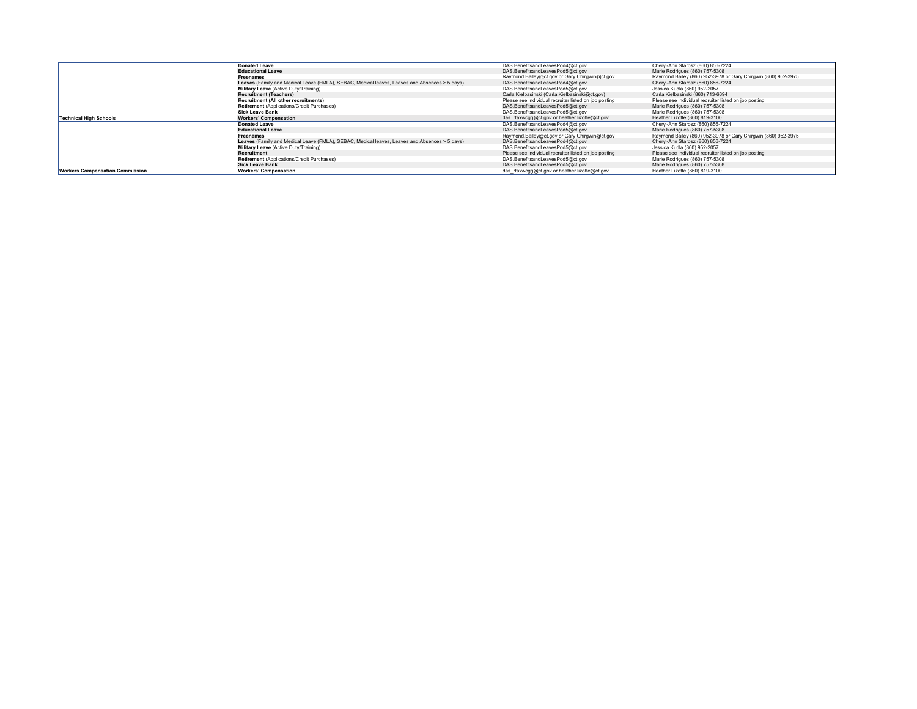| | | | |
|---|---|---|---|
| | **Donated Leave** | DAS.BenefitsandLeavesPod4@ct.gov | Cheryl-Ann Starosz (860) 856-7224 |
| | **Educational Leave** | DAS.BenefitsandLeavesPod5@ct.gov | Marie Rodrigues (860) 757-5308 |
| | **Freenames** | Raymond.Bailey@ct.gov or Gary.Chirgwin@ct.gov | Raymond Bailey (860) 952-3978 or Gary Chirgwin (860) 952-3975 |
| | **Leaves** (Family and Medical Leave (FMLA), SEBAC, Medical leaves, Leaves and Absences > 5 days) | DAS.BenefitsandLeavesPod4@ct.gov | Cheryl-Ann Starosz (860) 856-7224 |
| | **Military Leave** (Active Duty/Training) | DAS.BenefitsandLeavesPod5@ct.gov | Jessica Kudla (860) 952-2057 |
| | **Recruitment (Teachers)** | Carla Kielbasinski (Carla.Kielbasinski@ct.gov) | Carla Kielbasinski (860) 713-6694 |
| | **Recruitment (All other recruitments)** | Please see individual recruiter listed on job posting | Please see individual recruiter listed on job posting |
| | **Retirement** (Applications/Credit Purchases) | DAS.BenefitsandLeavesPod5@ct.gov | Marie Rodrigues (860) 757-5308 |
| | **Sick Leave Bank** | DAS.BenefitsandLeavesPod5@ct.gov | Marie Rodrigues (860) 757-5308 |
| **Technical High Schools** | **Workers' Compensation** | das_rfaxwcgg@ct.gov or heather.lizotte@ct.gov | Heather Lizotte (860) 819-3100 |
| | **Donated Leave** | DAS.BenefitsandLeavesPod4@ct.gov | Cheryl-Ann Starosz (860) 856-7224 |
| | **Educational Leave** | DAS.BenefitsandLeavesPod5@ct.gov | Marie Rodrigues (860) 757-5308 |
| | **Freenames** | Raymond.Bailey@ct.gov or Gary.Chirgwin@ct.gov | Raymond Bailey (860) 952-3978 or Gary Chirgwin (860) 952-3975 |
| | **Leaves** (Family and Medical Leave (FMLA), SEBAC, Medical leaves, Leaves and Absences > 5 days) | DAS.BenefitsandLeavesPod4@ct.gov | Cheryl-Ann Starosz (860) 856-7224 |
| | **Military Leave** (Active Duty/Training) | DAS.BenefitsandLeavesPod5@ct.gov | Jessica Kudla (860) 952-2057 |
| | **Recruitment** | Please see individual recruiter listed on job posting | Please see individual recruiter listed on job posting |
| | **Retirement** (Applications/Credit Purchases) | DAS.BenefitsandLeavesPod5@ct.gov | Marie Rodrigues (860) 757-5308 |
| | **Sick Leave Bank** | DAS.BenefitsandLeavesPod5@ct.gov | Marie Rodrigues (860) 757-5308 |
| **Workers Compensation Commission** | **Workers' Compensation** | das_rfaxwcgg@ct.gov or heather.lizotte@ct.gov | Heather Lizotte (860) 819-3100 |